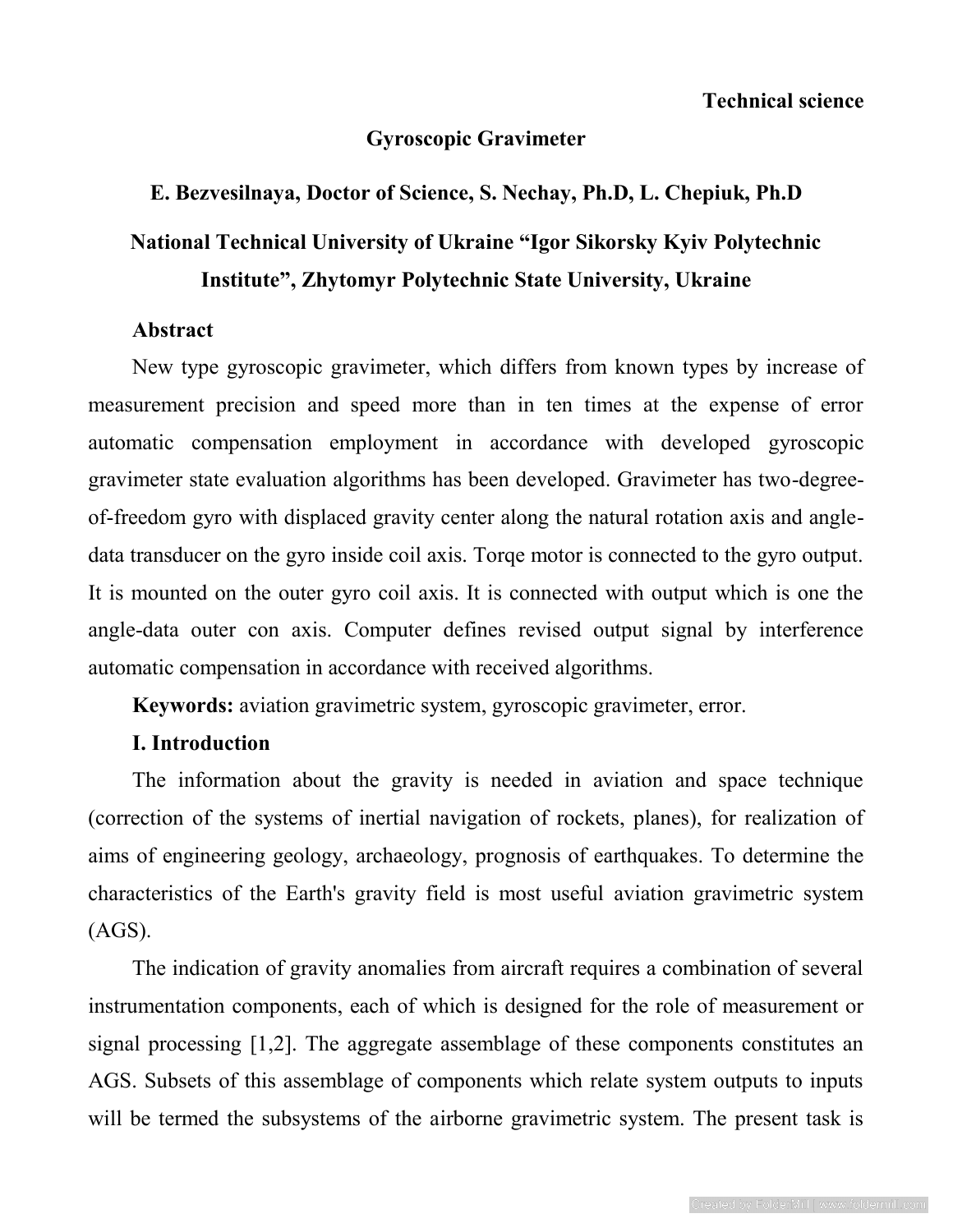**Technical science**

# Gyroscopic Gravimeter

**E. Bezvesilnaya, Doctor of Science, S. Nechay, Ph.D, L. Chepiuk, Ph.D**

**National Technical University of Ukraine "Igor Sikorsky Kyiv Polytechnic Institute", Zhytomyr Polytechnic State University, Ukraine**

**Abstract**

New type gyroscopic gravimeter, which differs from known types by increase of measurement precision and speed more than in ten times at the expense of error automatic compensation employment in accordance with developed gyroscopic gravimeter state evaluation algorithms has been developed. Gravimeter has two-degree-of-freedom gyro with displaced gravity center along the natural rotation axis and angle-data transducer on the gyro inside coil axis. Torqe motor is connected to the gyro output. It is mounted on the outer gyro coil axis. It is connected with output which is one the angle-data outer con axis. Computer defines revised output signal by interference automatic compensation in accordance with received algorithms.

**Keywords:** aviation gravimetric system, gyroscopic gravimeter, error.

## I. Introduction

The information about the gravity is needed in aviation and space technique (correction of the systems of inertial navigation of rockets, planes), for realization of aims of engineering geology, archaeology, prognosis of earthquakes. To determine the characteristics of the Earth's gravity field is most useful aviation gravimetric system (AGS).

The indication of gravity anomalies from aircraft requires a combination of several instrumentation components, each of which is designed for the role of measurement or signal processing [1,2]. The aggregate assemblage of these components constitutes an AGS. Subsets of this assemblage of components which relate system outputs to inputs will be termed the subsystems of the airborne gravimetric system. The present task is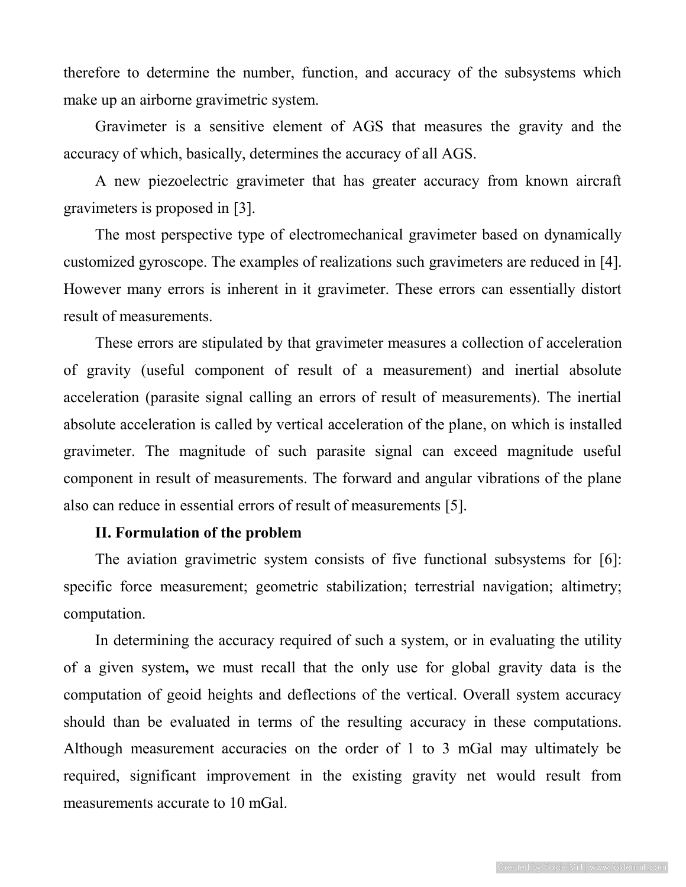therefore to determine the number, function, and accuracy of the subsystems which make up an airborne gravimetric system.

Gravimeter is a sensitive element of AGS that measures the gravity and the accuracy of which, basically, determines the accuracy of all AGS.

A new piezoelectric gravimeter that has greater accuracy from known aircraft gravimeters is proposed in [3].

The most perspective type of electromechanical gravimeter based on dynamically customized gyroscope. The examples of realizations such gravimeters are reduced in [4]. However many errors is inherent in it gravimeter. These errors can essentially distort result of measurements.

These errors are stipulated by that gravimeter measures a collection of acceleration of gravity (useful component of result of a measurement) and inertial absolute acceleration (parasite signal calling an errors of result of measurements). The inertial absolute acceleration is called by vertical acceleration of the plane, on which is installed gravimeter. The magnitude of such parasite signal can exceed magnitude useful component in result of measurements. The forward and angular vibrations of the plane also can reduce in essential errors of result of measurements [5].

**II. Formulation of the problem**

The aviation gravimetric system consists of five functional subsystems for [6]: specific force measurement; geometric stabilization; terrestrial navigation; altimetry; computation.

In determining the accuracy required of such a system, or in evaluating the utility of a given system**,** we must recall that the only use for global gravity data is the computation of geoid heights and deflections of the vertical. Overall system accuracy should than be evaluated in terms of the resulting accuracy in these computations. Although measurement accuracies on the order of 1 to 3 mGal may ultimately be required, significant improvement in the existing gravity net would result from measurements accurate to 10 mGal.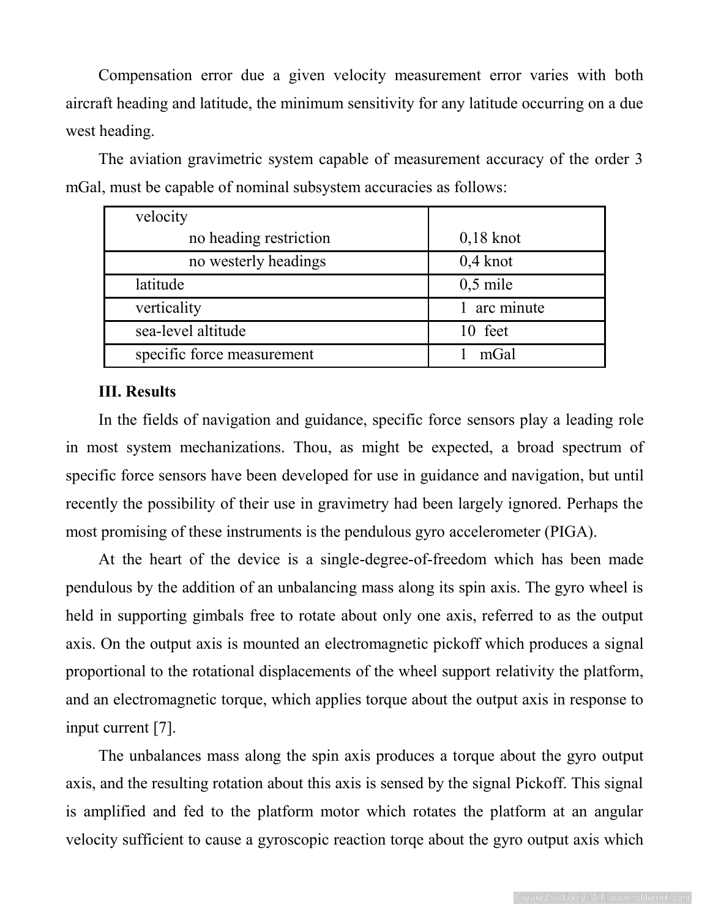Compensation error due a given velocity measurement error varies with both aircraft heading and latitude, the minimum sensitivity for any latitude occurring on a due west heading.

The aviation gravimetric system capable of measurement accuracy of the order 3 mGal, must be capable of nominal subsystem accuracies as follows:

| velocity<br>no heading restriction | <br>0,18 knot |
|---|---|
| no westerly headings | 0,4 knot |
| latitude | 0,5 mile |
| verticality | 1 arc minute |
| sea-level altitude | 10 feet |
| specific force measurement | 1 mGal |

### III. Results

In the fields of navigation and guidance, specific force sensors play a leading role in most system mechanizations. Thou, as might be expected, a broad spectrum of specific force sensors have been developed for use in guidance and navigation, but until recently the possibility of their use in gravimetry had been largely ignored. Perhaps the most promising of these instruments is the pendulous gyro accelerometer (PIGA).

At the heart of the device is a single-degree-of-freedom which has been made pendulous by the addition of an unbalancing mass along its spin axis. The gyro wheel is held in supporting gimbals free to rotate about only one axis, referred to as the output axis. On the output axis is mounted an electromagnetic pickoff which produces a signal proportional to the rotational displacements of the wheel support relativity the platform, and an electromagnetic torque, which applies torque about the output axis in response to input current [7].

The unbalances mass along the spin axis produces a torque about the gyro output axis, and the resulting rotation about this axis is sensed by the signal Pickoff. This signal is amplified and fed to the platform motor which rotates the platform at an angular velocity sufficient to cause a gyroscopic reaction torqe about the gyro output axis which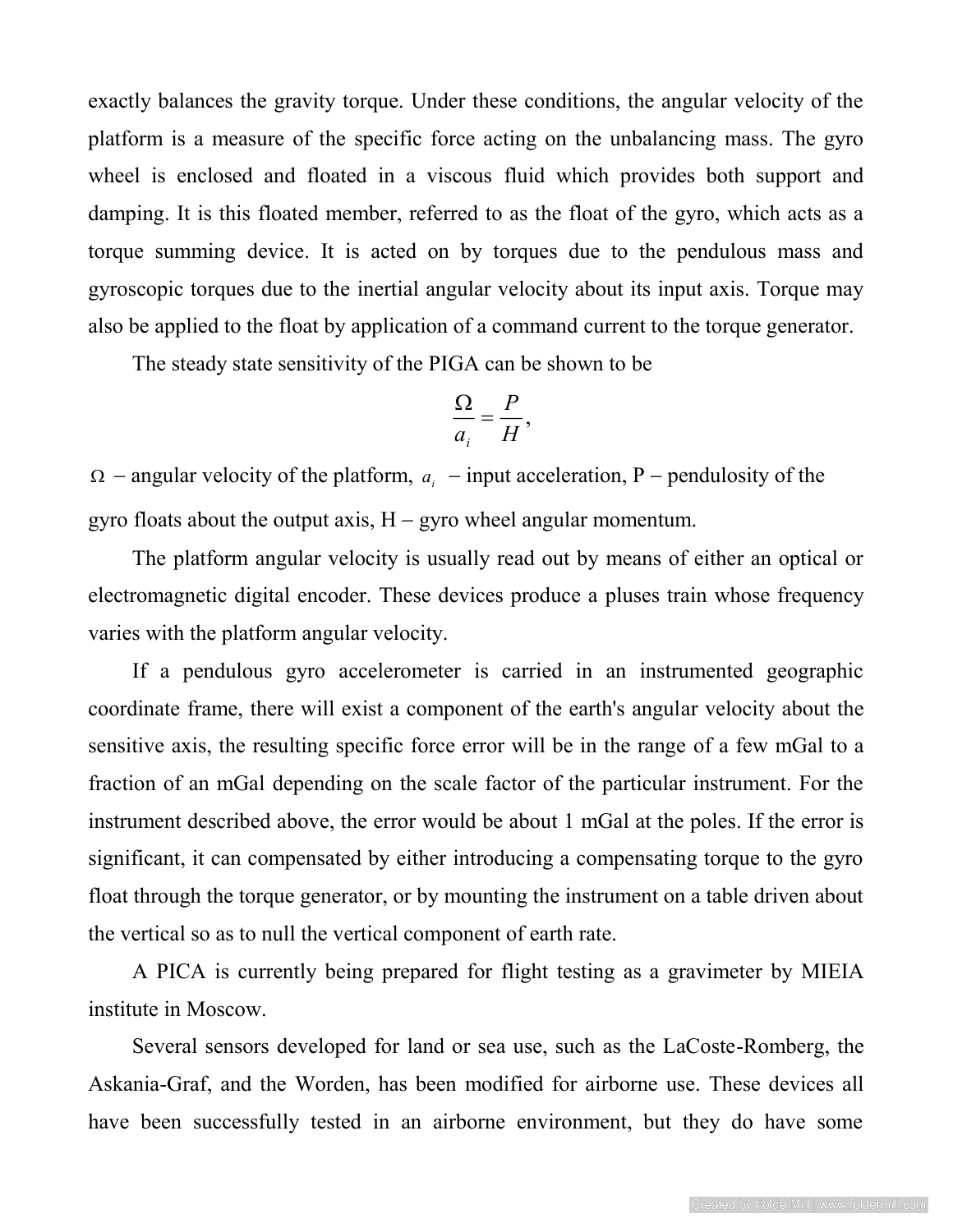exactly balances the gravity torque. Under these conditions, the angular velocity of the platform is a measure of the specific force acting on the unbalancing mass. The gyro wheel is enclosed and floated in a viscous fluid which provides both support and damping. It is this floated member, referred to as the float of the gyro, which acts as a torque summing device. It is acted on by torques due to the pendulous mass and gyroscopic torques due to the inertial angular velocity about its input axis. Torque may also be applied to the float by application of a command current to the torque generator.

The steady state sensitivity of the PIGA can be shown to be

$$\frac{\Omega}{a_i} = \frac{P}{H},$$

$\Omega$ – angular velocity of the platform, $a_i$ – input acceleration, P – pendulosity of the gyro floats about the output axis, H – gyro wheel angular momentum.

The platform angular velocity is usually read out by means of either an optical or electromagnetic digital encoder. These devices produce a pluses train whose frequency varies with the platform angular velocity.

If a pendulous gyro accelerometer is carried in an instrumented geographic coordinate frame, there will exist a component of the earth's angular velocity about the sensitive axis, the resulting specific force error will be in the range of a few mGal to a fraction of an mGal depending on the scale factor of the particular instrument. For the instrument described above, the error would be about 1 mGal at the poles. If the error is significant, it can compensated by either introducing a compensating torque to the gyro float through the torque generator, or by mounting the instrument on a table driven about the vertical so as to null the vertical component of earth rate.

A PICA is currently being prepared for flight testing as a gravimeter by MIEIA institute in Moscow.

Several sensors developed for land or sea use, such as the LaCoste-Romberg, the Askania-Graf, and the Worden, has been modified for airborne use. These devices all have been successfully tested in an airborne environment, but they do have some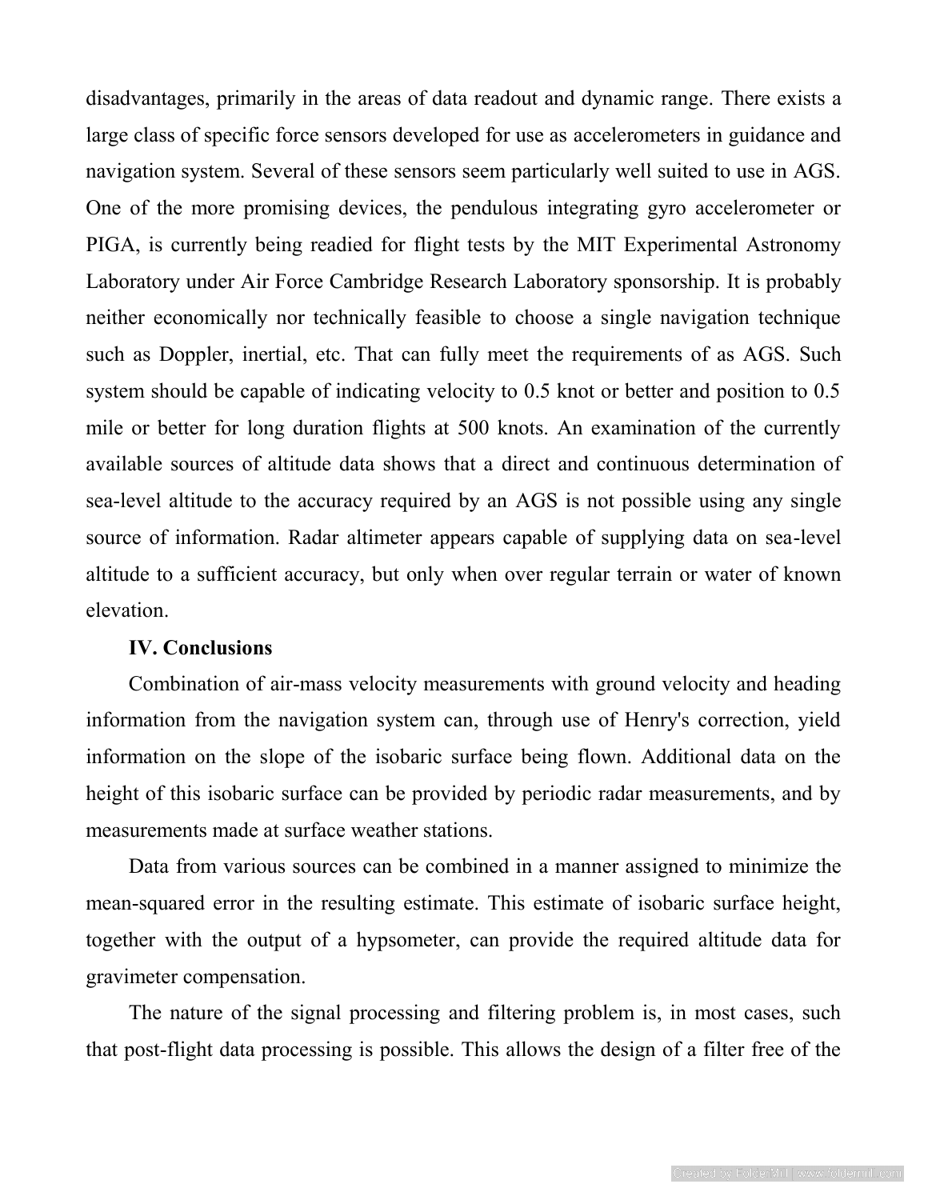disadvantages, primarily in the areas of data readout and dynamic range. There exists a large class of specific force sensors developed for use as accelerometers in guidance and navigation system. Several of these sensors seem particularly well suited to use in AGS. One of the more promising devices, the pendulous integrating gyro accelerometer or PIGA, is currently being readied for flight tests by the MIT Experimental Astronomy Laboratory under Air Force Cambridge Research Laboratory sponsorship. It is probably neither economically nor technically feasible to choose a single navigation technique such as Doppler, inertial, etc. That can fully meet the requirements of as AGS. Such system should be capable of indicating velocity to 0.5 knot or better and position to 0.5 mile or better for long duration flights at 500 knots. An examination of the currently available sources of altitude data shows that a direct and continuous determination of sea-level altitude to the accuracy required by an AGS is not possible using any single source of information. Radar altimeter appears capable of supplying data on sea-level altitude to a sufficient accuracy, but only when over regular terrain or water of known elevation.

## IV. Conclusions

Combination of air-mass velocity measurements with ground velocity and heading information from the navigation system can, through use of Henry's correction, yield information on the slope of the isobaric surface being flown. Additional data on the height of this isobaric surface can be provided by periodic radar measurements, and by measurements made at surface weather stations.

Data from various sources can be combined in a manner assigned to minimize the mean-squared error in the resulting estimate. This estimate of isobaric surface height, together with the output of a hypsometer, can provide the required altitude data for gravimeter compensation.

The nature of the signal processing and filtering problem is, in most cases, such that post-flight data processing is possible. This allows the design of a filter free of the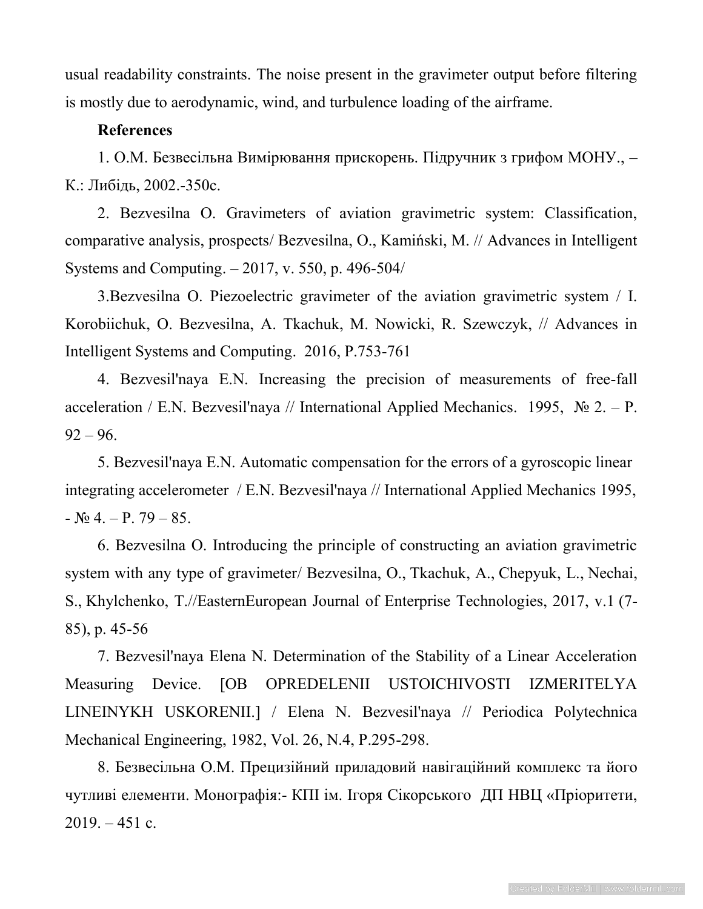usual readability constraints. The noise present in the gravimeter output before filtering is mostly due to aerodynamic, wind, and turbulence loading of the airframe.

**References**

1. О.М. Безвесільна Вимірювання прискорень. Підручник з грифом МОНУ., – К.: Либідь, 2002.-350с.

2. Bezvesilna O. Gravimeters of aviation gravimetric system: Classification, comparative analysis, prospects/ Bezvesilna, O., Kamiński, M. // Advances in Intelligent Systems and Computing. – 2017, v. 550, p. 496-504/

3.Bezvesilna O. Piezoelectric gravimeter of the aviation gravimetric system / I. Korobiichuk, O. Bezvesilna, A. Tkachuk, M. Nowicki, R. Szewczyk, // Advances in Intelligent Systems and Computing. 2016, P.753-761

4. Bezvesil'naya E.N. Increasing the precision of measurements of free-fall acceleration / E.N. Bezvesil'naya // International Applied Mechanics. 1995, № 2. – P. 92 – 96.

5. Bezvesil'naya E.N. Automatic compensation for the errors of a gyroscopic linear integrating accelerometer / E.N. Bezvesil'naya // International Applied Mechanics 1995, - № 4. – P. 79 – 85.

6. Bezvesilna O. Introducing the principle of constructing an aviation gravimetric system with any type of gravimeter/ Bezvesilna, O., Tkachuk, A., Chepyuk, L., Nechai, S., Khylchenko, T.//EasternEuropean Journal of Enterprise Technologies, 2017, v.1 (7-85), p. 45-56

7. Bezvesil'naya Elena N. Determination of the Stability of a Linear Acceleration Measuring Device. [OB OPREDELENII USTOICHIVOSTI IZMERITELYA LINEINYKH USKORENII.] / Elena N. Bezvesil'naya // Periodica Polytechnica Mechanical Engineering, 1982, Vol. 26, N.4, P.295-298.

8. Безвесільна О.М. Прецизійний приладовий навігаційний комплекс та його чутливі елементи. Монографія:- КПІ ім. Ігоря Сікорського ДП НВЦ «Пріоритети, 2019. – 451 с.